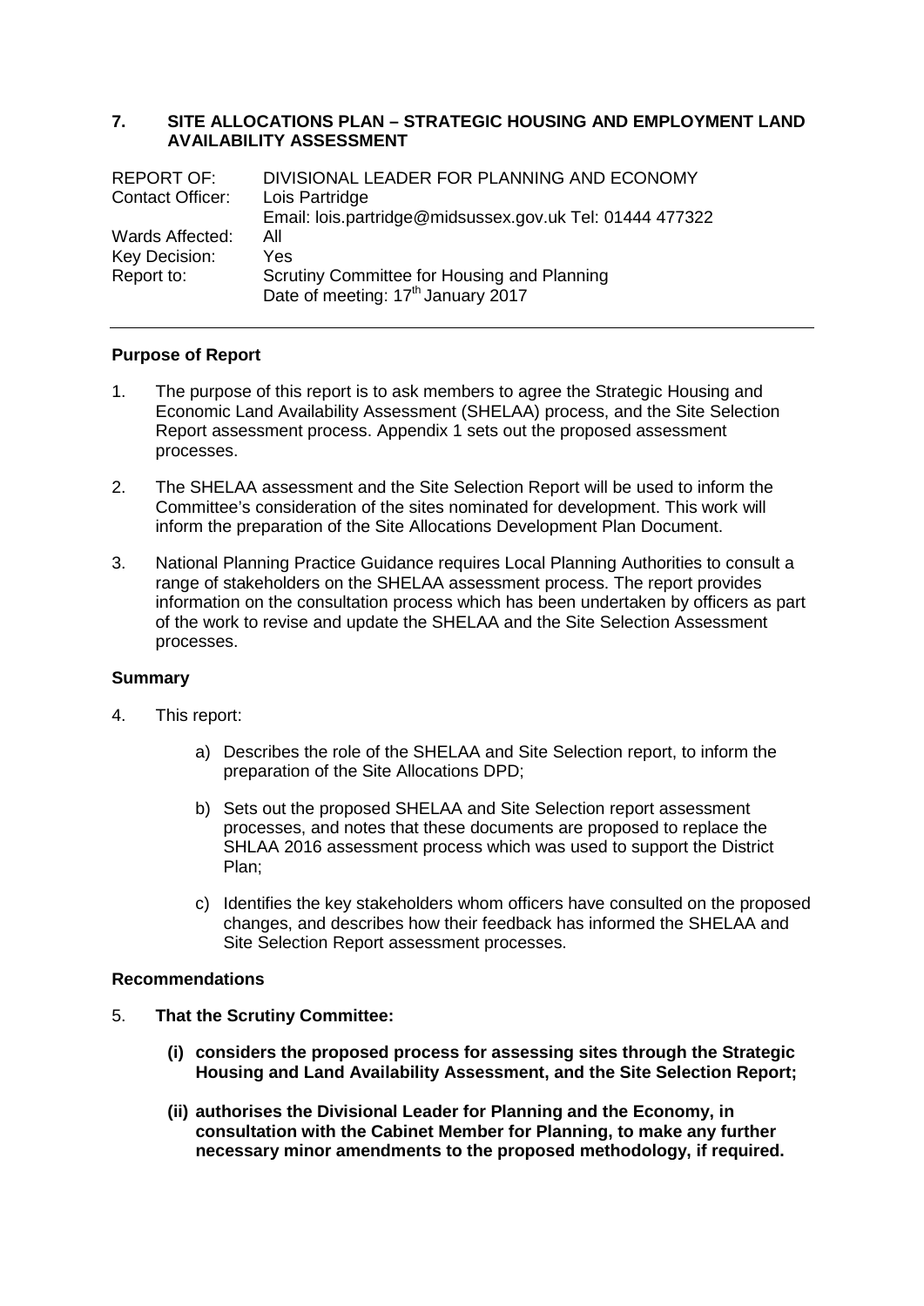## 7. SITE ALLOCATIONS PLAN – STRATEGIC HOUSING AND EMPLOYMENT LAND AVAILABILITY ASSESSMENT

| | |
|---|---|
| REPORT OF: | DIVISIONAL LEADER FOR PLANNING AND ECONOMY |
| Contact Officer: | Lois Partridge<br>Email: lois.partridge@midsussex.gov.uk Tel: 01444 477322 |
| Wards Affected: | All |
| Key Decision: | Yes |
| Report to: | Scrutiny Committee for Housing and Planning<br>Date of meeting: 17th January 2017 |

---

### Purpose of Report

1. The purpose of this report is to ask members to agree the Strategic Housing and Economic Land Availability Assessment (SHELAA) process, and the Site Selection Report assessment process. Appendix 1 sets out the proposed assessment processes.

2. The SHELAA assessment and the Site Selection Report will be used to inform the Committee's consideration of the sites nominated for development. This work will inform the preparation of the Site Allocations Development Plan Document.

3. National Planning Practice Guidance requires Local Planning Authorities to consult a range of stakeholders on the SHELAA assessment process. The report provides information on the consultation process which has been undertaken by officers as part of the work to revise and update the SHELAA and the Site Selection Assessment processes.

### Summary

4. This report:

   a) Describes the role of the SHELAA and Site Selection report, to inform the preparation of the Site Allocations DPD;

   b) Sets out the proposed SHELAA and Site Selection report assessment processes, and notes that these documents are proposed to replace the SHLAA 2016 assessment process which was used to support the District Plan;

   c) Identifies the key stakeholders whom officers have consulted on the proposed changes, and describes how their feedback has informed the SHELAA and Site Selection Report assessment processes.

### Recommendations

5. **That the Scrutiny Committee:**

   **(i) considers the proposed process for assessing sites through the Strategic Housing and Land Availability Assessment, and the Site Selection Report;**

   **(ii) authorises the Divisional Leader for Planning and the Economy, in consultation with the Cabinet Member for Planning, to make any further necessary minor amendments to the proposed methodology, if required.**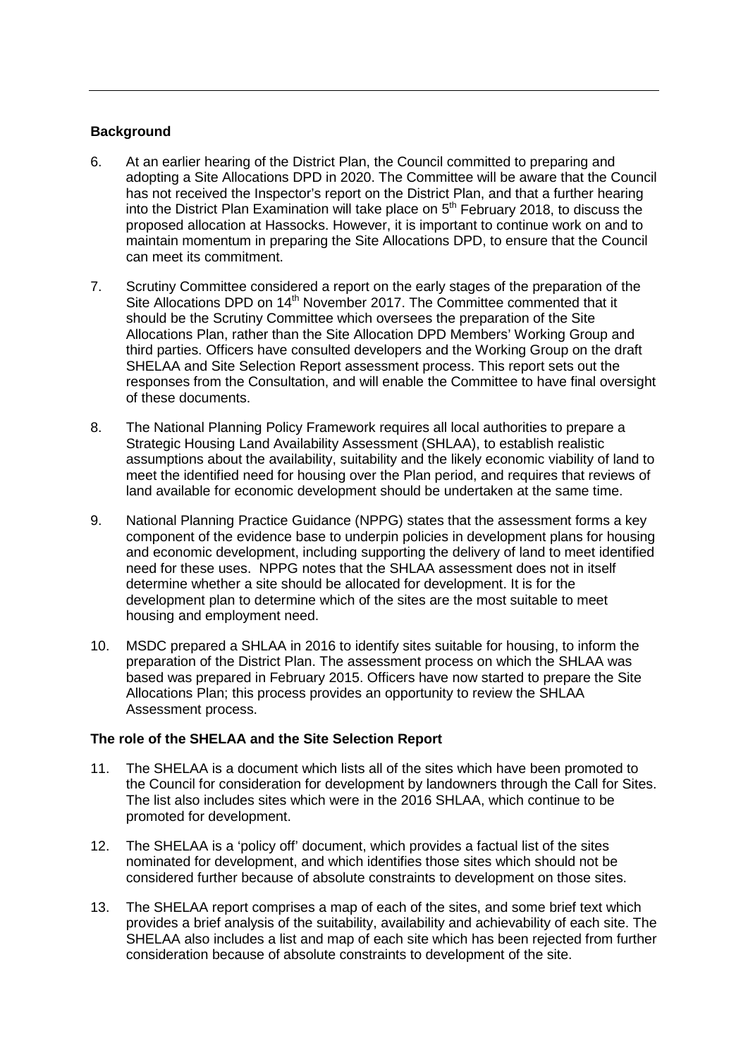## Background

6. At an earlier hearing of the District Plan, the Council committed to preparing and adopting a Site Allocations DPD in 2020. The Committee will be aware that the Council has not received the Inspector's report on the District Plan, and that a further hearing into the District Plan Examination will take place on 5th February 2018, to discuss the proposed allocation at Hassocks. However, it is important to continue work on and to maintain momentum in preparing the Site Allocations DPD, to ensure that the Council can meet its commitment.

7. Scrutiny Committee considered a report on the early stages of the preparation of the Site Allocations DPD on 14th November 2017. The Committee commented that it should be the Scrutiny Committee which oversees the preparation of the Site Allocations Plan, rather than the Site Allocation DPD Members' Working Group and third parties. Officers have consulted developers and the Working Group on the draft SHELAA and Site Selection Report assessment process. This report sets out the responses from the Consultation, and will enable the Committee to have final oversight of these documents.

8. The National Planning Policy Framework requires all local authorities to prepare a Strategic Housing Land Availability Assessment (SHLAA), to establish realistic assumptions about the availability, suitability and the likely economic viability of land to meet the identified need for housing over the Plan period, and requires that reviews of land available for economic development should be undertaken at the same time.

9. National Planning Practice Guidance (NPPG) states that the assessment forms a key component of the evidence base to underpin policies in development plans for housing and economic development, including supporting the delivery of land to meet identified need for these uses. NPPG notes that the SHLAA assessment does not in itself determine whether a site should be allocated for development. It is for the development plan to determine which of the sites are the most suitable to meet housing and employment need.

10. MSDC prepared a SHLAA in 2016 to identify sites suitable for housing, to inform the preparation of the District Plan. The assessment process on which the SHLAA was based was prepared in February 2015. Officers have now started to prepare the Site Allocations Plan; this process provides an opportunity to review the SHLAA Assessment process.

## The role of the SHELAA and the Site Selection Report

11. The SHELAA is a document which lists all of the sites which have been promoted to the Council for consideration for development by landowners through the Call for Sites. The list also includes sites which were in the 2016 SHLAA, which continue to be promoted for development.

12. The SHELAA is a 'policy off' document, which provides a factual list of the sites nominated for development, and which identifies those sites which should not be considered further because of absolute constraints to development on those sites.

13. The SHELAA report comprises a map of each of the sites, and some brief text which provides a brief analysis of the suitability, availability and achievability of each site. The SHELAA also includes a list and map of each site which has been rejected from further consideration because of absolute constraints to development of the site.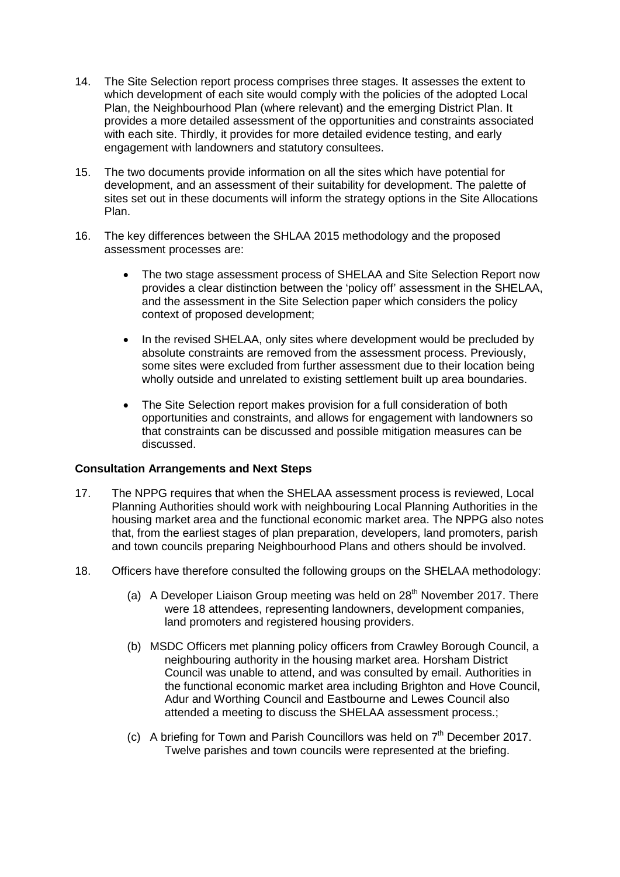14. The Site Selection report process comprises three stages. It assesses the extent to which development of each site would comply with the policies of the adopted Local Plan, the Neighbourhood Plan (where relevant) and the emerging District Plan. It provides a more detailed assessment of the opportunities and constraints associated with each site. Thirdly, it provides for more detailed evidence testing, and early engagement with landowners and statutory consultees.

15. The two documents provide information on all the sites which have potential for development, and an assessment of their suitability for development. The palette of sites set out in these documents will inform the strategy options in the Site Allocations Plan.

16. The key differences between the SHLAA 2015 methodology and the proposed assessment processes are:

    - The two stage assessment process of SHELAA and Site Selection Report now provides a clear distinction between the 'policy off' assessment in the SHELAA, and the assessment in the Site Selection paper which considers the policy context of proposed development;

    - In the revised SHELAA, only sites where development would be precluded by absolute constraints are removed from the assessment process. Previously, some sites were excluded from further assessment due to their location being wholly outside and unrelated to existing settlement built up area boundaries.

    - The Site Selection report makes provision for a full consideration of both opportunities and constraints, and allows for engagement with landowners so that constraints can be discussed and possible mitigation measures can be discussed.

**Consultation Arrangements and Next Steps**

17. The NPPG requires that when the SHELAA assessment process is reviewed, Local Planning Authorities should work with neighbouring Local Planning Authorities in the housing market area and the functional economic market area. The NPPG also notes that, from the earliest stages of plan preparation, developers, land promoters, parish and town councils preparing Neighbourhood Plans and others should be involved.

18. Officers have therefore consulted the following groups on the SHELAA methodology:

    (a) A Developer Liaison Group meeting was held on 28th November 2017. There were 18 attendees, representing landowners, development companies, land promoters and registered housing providers.

    (b) MSDC Officers met planning policy officers from Crawley Borough Council, a neighbouring authority in the housing market area. Horsham District Council was unable to attend, and was consulted by email. Authorities in the functional economic market area including Brighton and Hove Council, Adur and Worthing Council and Eastbourne and Lewes Council also attended a meeting to discuss the SHELAA assessment process.;

    (c) A briefing for Town and Parish Councillors was held on 7th December 2017. Twelve parishes and town councils were represented at the briefing.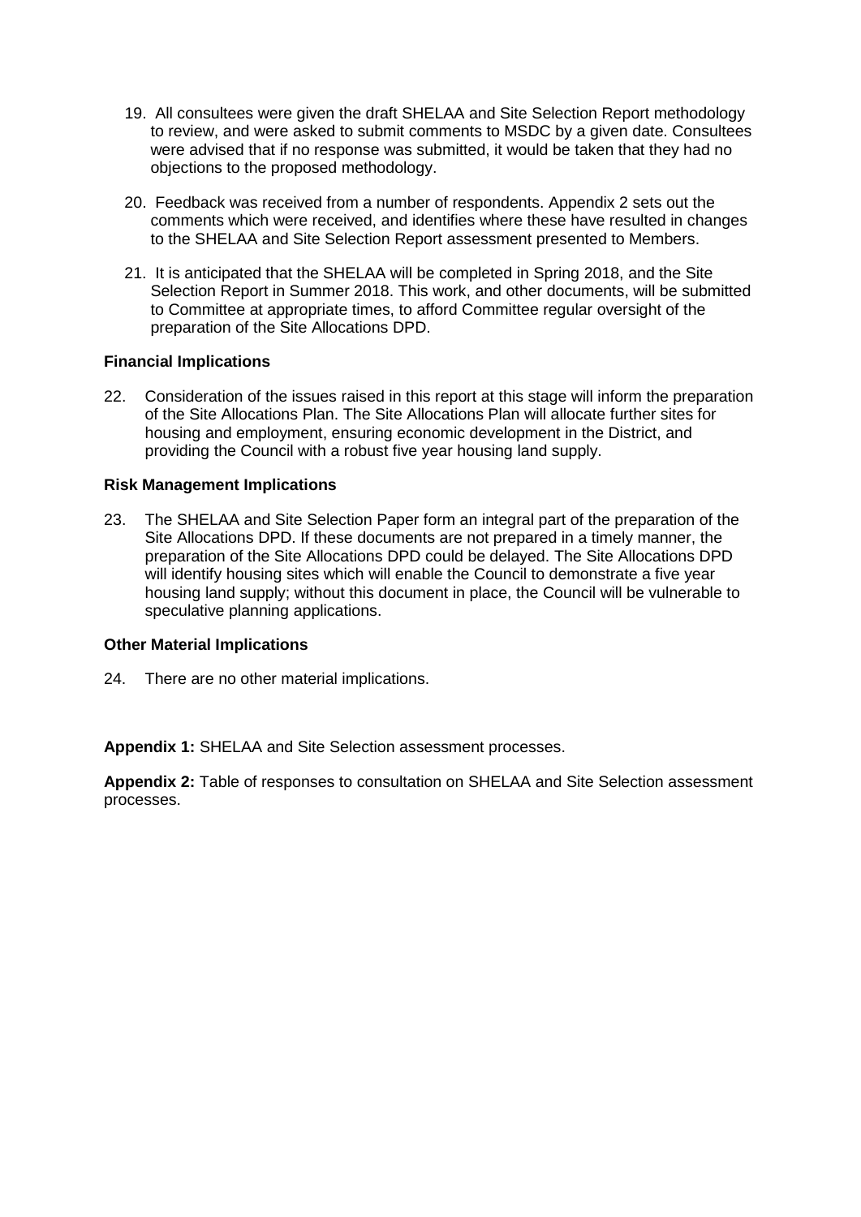19. All consultees were given the draft SHELAA and Site Selection Report methodology to review, and were asked to submit comments to MSDC by a given date. Consultees were advised that if no response was submitted, it would be taken that they had no objections to the proposed methodology.

20. Feedback was received from a number of respondents. Appendix 2 sets out the comments which were received, and identifies where these have resulted in changes to the SHELAA and Site Selection Report assessment presented to Members.

21. It is anticipated that the SHELAA will be completed in Spring 2018, and the Site Selection Report in Summer 2018. This work, and other documents, will be submitted to Committee at appropriate times, to afford Committee regular oversight of the preparation of the Site Allocations DPD.

**Financial Implications**

22. Consideration of the issues raised in this report at this stage will inform the preparation of the Site Allocations Plan. The Site Allocations Plan will allocate further sites for housing and employment, ensuring economic development in the District, and providing the Council with a robust five year housing land supply.

**Risk Management Implications**

23. The SHELAA and Site Selection Paper form an integral part of the preparation of the Site Allocations DPD. If these documents are not prepared in a timely manner, the preparation of the Site Allocations DPD could be delayed. The Site Allocations DPD will identify housing sites which will enable the Council to demonstrate a five year housing land supply; without this document in place, the Council will be vulnerable to speculative planning applications.

**Other Material Implications**

24. There are no other material implications.

**Appendix 1:** SHELAA and Site Selection assessment processes.

**Appendix 2:** Table of responses to consultation on SHELAA and Site Selection assessment processes.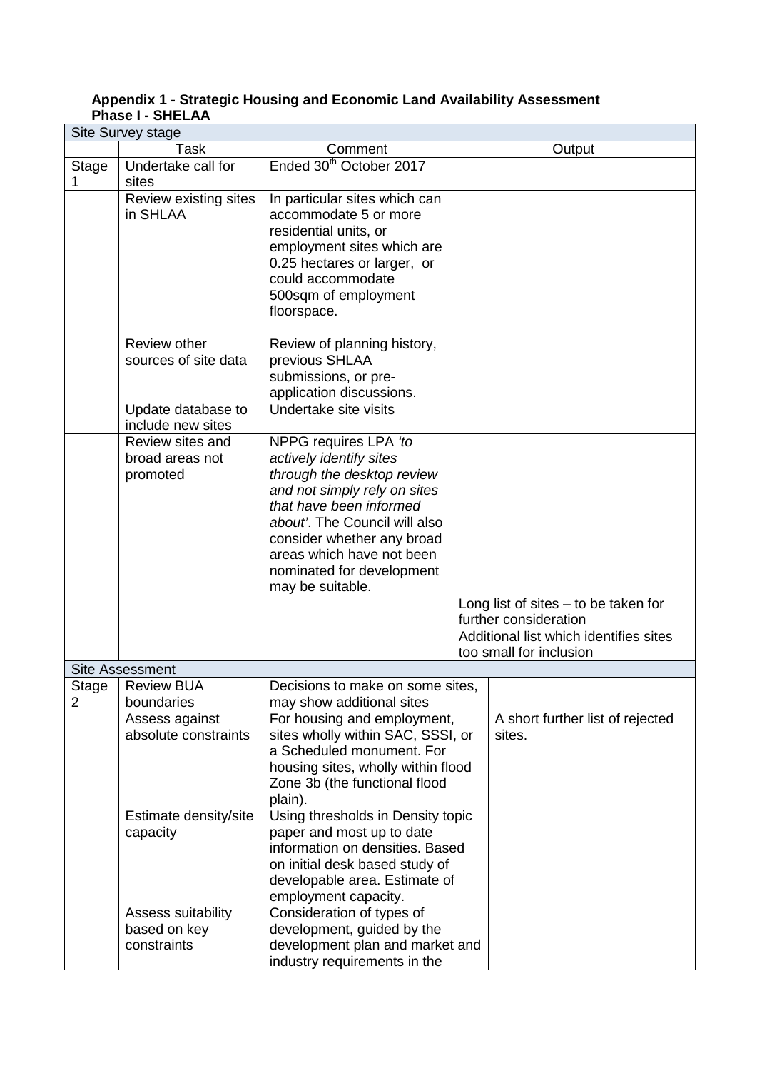**Appendix 1 - Strategic Housing and Economic Land Availability Assessment**
**Phase I - SHELAA**

| Site Survey stage | | | |
|---|---|---|---|
| | Task | Comment | Output |
| Stage 1 | Undertake call for sites | Ended 30th October 2017 | |
| | Review existing sites in SHLAA | In particular sites which can accommodate 5 or more residential units, or employment sites which are 0.25 hectares or larger, or could accommodate 500sqm of employment floorspace. | |
| | Review other sources of site data | Review of planning history, previous SHLAA submissions, or pre-application discussions. | |
| | Update database to include new sites | Undertake site visits | |
| | Review sites and broad areas not promoted | NPPG requires LPA *'to actively identify sites through the desktop review and not simply rely on sites that have been informed about'*. The Council will also consider whether any broad areas which have not been nominated for development may be suitable. | |
| | | | Long list of sites – to be taken for further consideration |
| | | | Additional list which identifies sites too small for inclusion |
| **Site Assessment** | | | |
| Stage 2 | Review BUA boundaries | Decisions to make on some sites, may show additional sites | |
| | Assess against absolute constraints | For housing and employment, sites wholly within SAC, SSSI, or a Scheduled monument. For housing sites, wholly within flood Zone 3b (the functional flood plain). | A short further list of rejected sites. |
| | Estimate density/site capacity | Using thresholds in Density topic paper and most up to date information on densities. Based on initial desk based study of developable area. Estimate of employment capacity. | |
| | Assess suitability based on key constraints | Consideration of types of development, guided by the development plan and market and industry requirements in the | |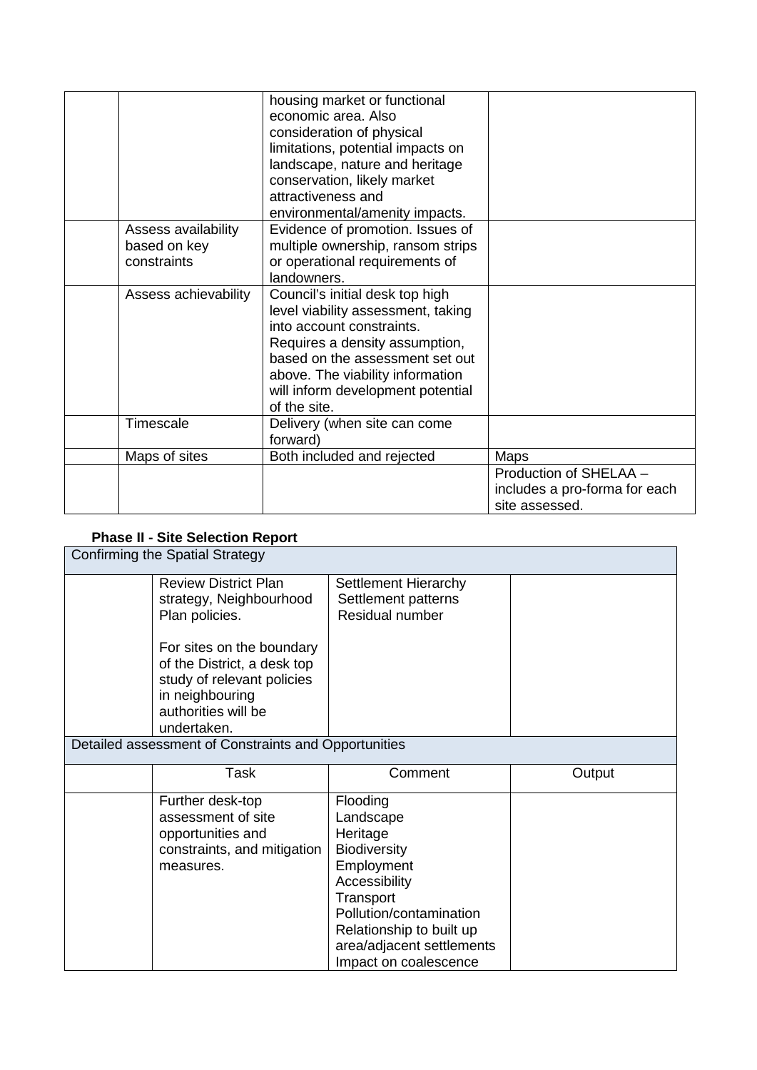| | | | |
|---|---|---|---|
| | | housing market or functional economic area. Also consideration of physical limitations, potential impacts on landscape, nature and heritage conservation, likely market attractiveness and environmental/amenity impacts. | |
| | Assess availability based on key constraints | Evidence of promotion. Issues of multiple ownership, ransom strips or operational requirements of landowners. | |
| | Assess achievability | Council's initial desk top high level viability assessment, taking into account constraints. Requires a density assumption, based on the assessment set out above. The viability information will inform development potential of the site. | |
| | Timescale | Delivery (when site can come forward) | |
| | Maps of sites | Both included and rejected | Maps |
| | | | Production of SHELAA – includes a pro-forma for each site assessed. |

**Phase II - Site Selection Report**

| Confirming the Spatial Strategy | | | |
|---|---|---|---|
| | Review District Plan strategy, Neighbourhood Plan policies.<br><br>For sites on the boundary of the District, a desk top study of relevant policies in neighbouring authorities will be undertaken. | Settlement Hierarchy<br>Settlement patterns<br>Residual number | |
| **Detailed assessment of Constraints and Opportunities** | | | |
| | Task | Comment | Output |
| | Further desk-top assessment of site opportunities and constraints, and mitigation measures. | Flooding<br>Landscape<br>Heritage<br>Biodiversity<br>Employment<br>Accessibility<br>Transport<br>Pollution/contamination<br>Relationship to built up area/adjacent settlements<br>Impact on coalescence | |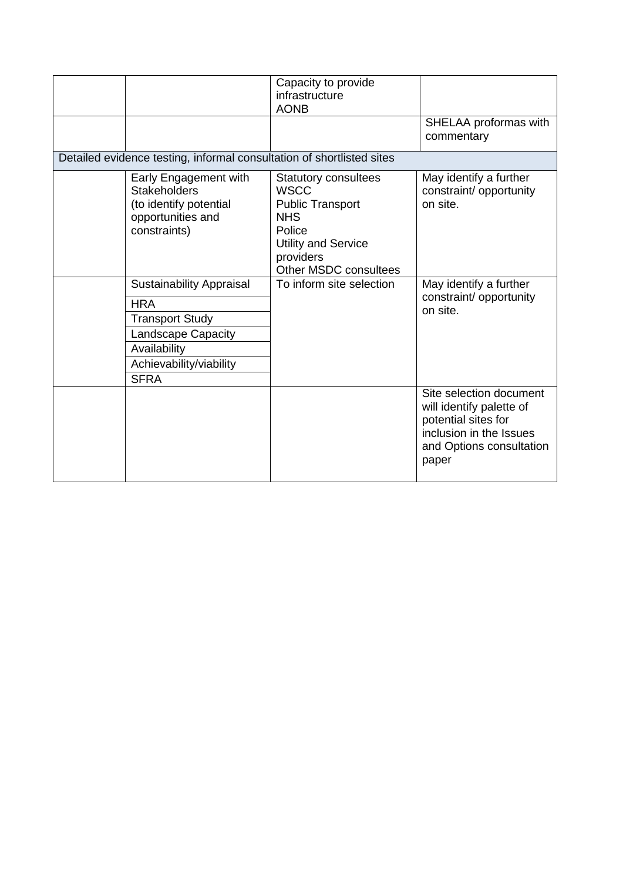| | | | |
|---|---|---|---|
| | | Capacity to provide infrastructure<br>AONB | |
| | | | SHELAA proformas with commentary |
| Detailed evidence testing, informal consultation of shortlisted sites | | | |
| | Early Engagement with Stakeholders<br>(to identify potential opportunities and constraints) | Statutory consultees<br>WSCC<br>Public Transport<br>NHS<br>Police<br>Utility and Service providers<br>Other MSDC consultees | May identify a further constraint/ opportunity on site. |
| | Sustainability Appraisal<br>HRA<br>Transport Study<br>Landscape Capacity<br>Availability<br>Achievability/viability<br>SFRA | To inform site selection | May identify a further constraint/ opportunity on site. |
| | | | Site selection document will identify palette of potential sites for inclusion in the Issues and Options consultation paper |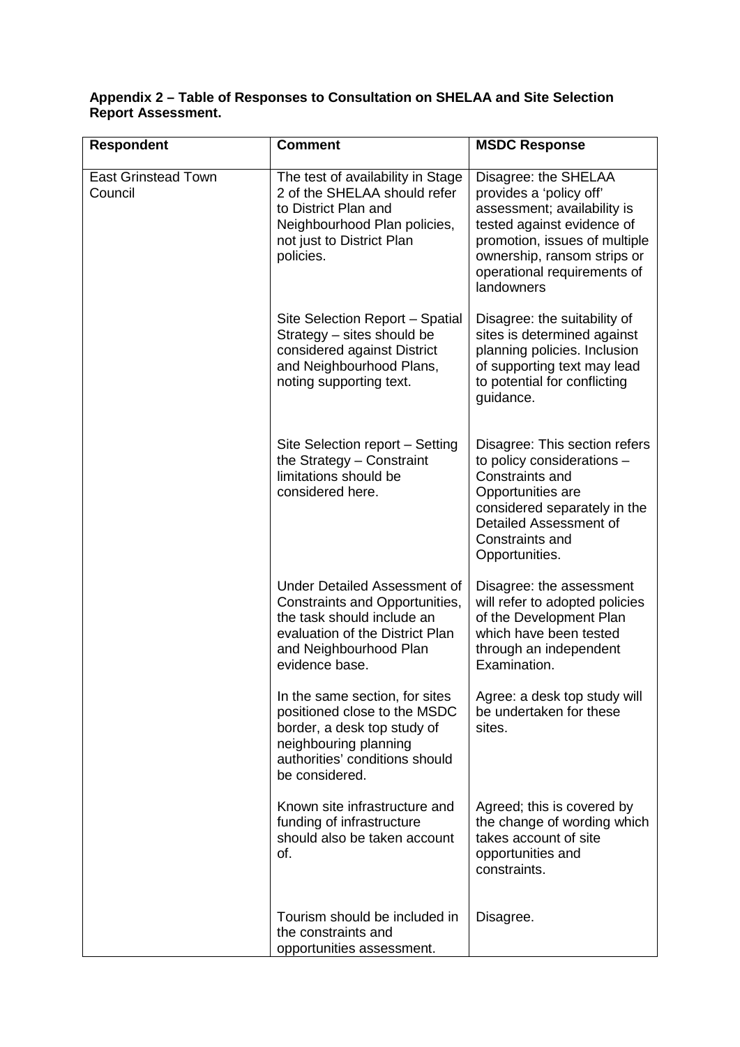**Appendix 2 – Table of Responses to Consultation on SHELAA and Site Selection Report Assessment.**

| Respondent | Comment | MSDC Response |
|---|---|---|
| East Grinstead Town Council | The test of availability in Stage 2 of the SHELAA should refer to District Plan and Neighbourhood Plan policies, not just to District Plan policies. | Disagree: the SHELAA provides a 'policy off' assessment; availability is tested against evidence of promotion, issues of multiple ownership, ransom strips or operational requirements of landowners |
| | Site Selection Report – Spatial Strategy – sites should be considered against District and Neighbourhood Plans, noting supporting text. | Disagree: the suitability of sites is determined against planning policies. Inclusion of supporting text may lead to potential for conflicting guidance. |
| | Site Selection report – Setting the Strategy – Constraint limitations should be considered here. | Disagree: This section refers to policy considerations – Constraints and Opportunities are considered separately in the Detailed Assessment of Constraints and Opportunities. |
| | Under Detailed Assessment of Constraints and Opportunities, the task should include an evaluation of the District Plan and Neighbourhood Plan evidence base. | Disagree: the assessment will refer to adopted policies of the Development Plan which have been tested through an independent Examination. |
| | In the same section, for sites positioned close to the MSDC border, a desk top study of neighbouring planning authorities' conditions should be considered. | Agree: a desk top study will be undertaken for these sites. |
| | Known site infrastructure and funding of infrastructure should also be taken account of. | Agreed; this is covered by the change of wording which takes account of site opportunities and constraints. |
| | Tourism should be included in the constraints and opportunities assessment. | Disagree. |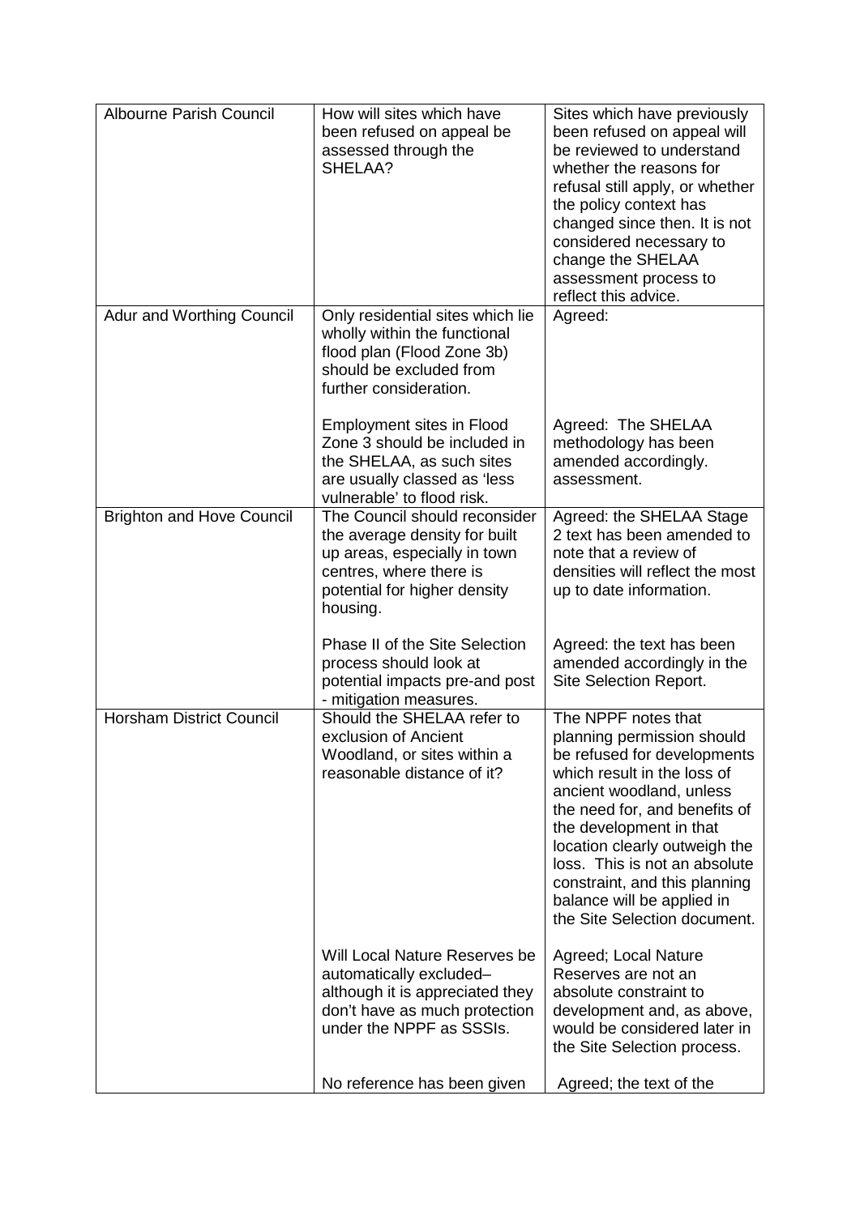| | | |
|---|---|---|
| Albourne Parish Council | How will sites which have been refused on appeal be assessed through the SHELAA? | Sites which have previously been refused on appeal will be reviewed to understand whether the reasons for refusal still apply, or whether the policy context has changed since then. It is not considered necessary to change the SHELAA assessment process to reflect this advice. |
| Adur and Worthing Council | Only residential sites which lie wholly within the functional flood plan (Flood Zone 3b) should be excluded from further consideration. | Agreed: |
| | Employment sites in Flood Zone 3 should be included in the SHELAA, as such sites are usually classed as 'less vulnerable' to flood risk. | Agreed: The SHELAA methodology has been amended accordingly. assessment. |
| Brighton and Hove Council | The Council should reconsider the average density for built up areas, especially in town centres, where there is potential for higher density housing. | Agreed: the SHELAA Stage 2 text has been amended to note that a review of densities will reflect the most up to date information. |
| | Phase II of the Site Selection process should look at potential impacts pre-and post - mitigation measures. | Agreed: the text has been amended accordingly in the Site Selection Report. |
| Horsham District Council | Should the SHELAA refer to exclusion of Ancient Woodland, or sites within a reasonable distance of it? | The NPPF notes that planning permission should be refused for developments which result in the loss of ancient woodland, unless the need for, and benefits of the development in that location clearly outweigh the loss. This is not an absolute constraint, and this planning balance will be applied in the Site Selection document. |
| | Will Local Nature Reserves be automatically excluded– although it is appreciated they don't have as much protection under the NPPF as SSSIs. | Agreed; Local Nature Reserves are not an absolute constraint to development and, as above, would be considered later in the Site Selection process. |
| | No reference has been given | Agreed; the text of the |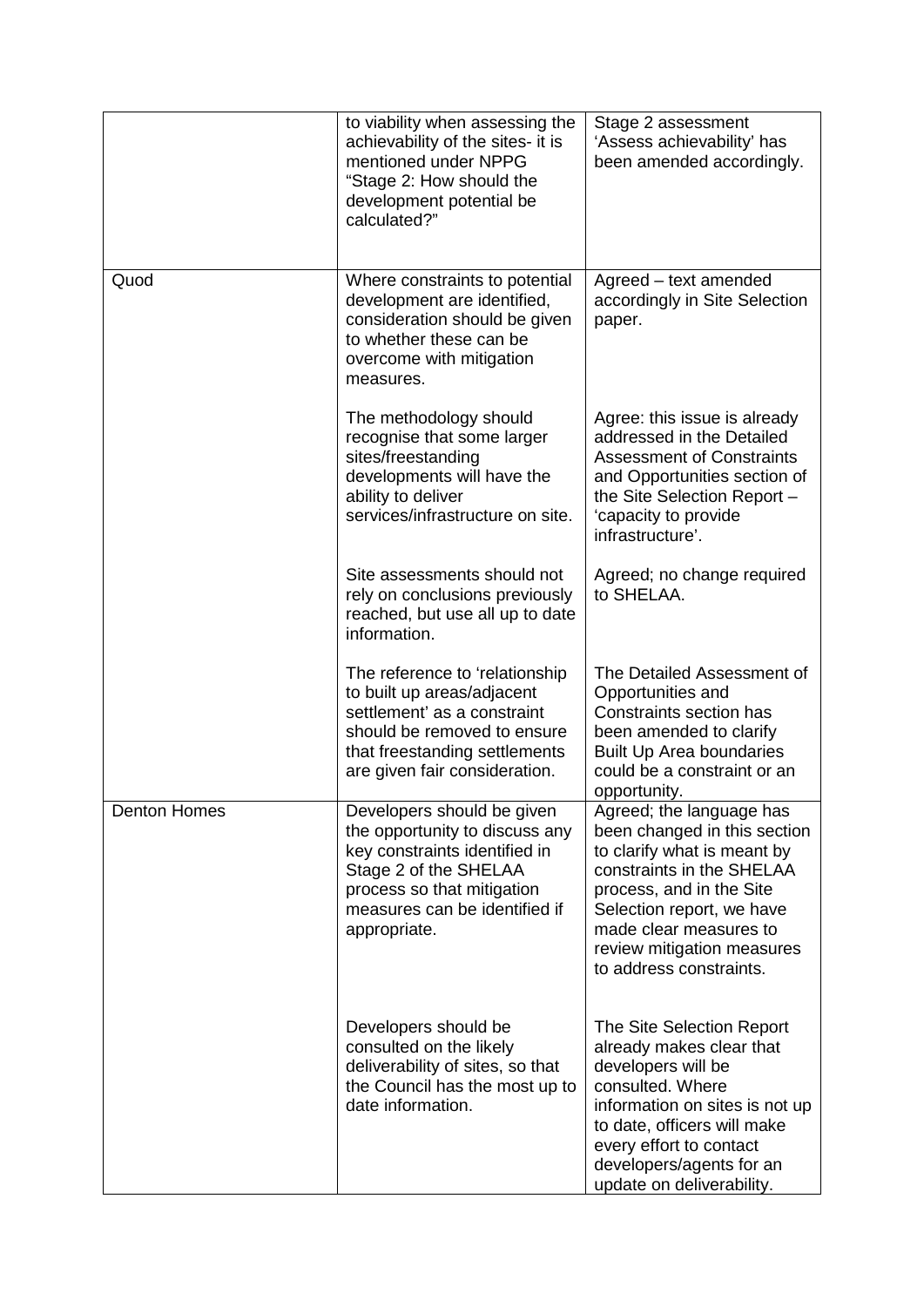| | | |
|---|---|---|
| | to viability when assessing the achievability of the sites- it is mentioned under NPPG "Stage 2: How should the development potential be calculated?" | Stage 2 assessment 'Assess achievability' has been amended accordingly. |
| Quod | Where constraints to potential development are identified, consideration should be given to whether these can be overcome with mitigation measures. | Agreed – text amended accordingly in Site Selection paper. |
| | The methodology should recognise that some larger sites/freestanding developments will have the ability to deliver services/infrastructure on site. | Agree: this issue is already addressed in the Detailed Assessment of Constraints and Opportunities section of the Site Selection Report – 'capacity to provide infrastructure'. |
| | Site assessments should not rely on conclusions previously reached, but use all up to date information. | Agreed; no change required to SHELAA. |
| | The reference to 'relationship to built up areas/adjacent settlement' as a constraint should be removed to ensure that freestanding settlements are given fair consideration. | The Detailed Assessment of Opportunities and Constraints section has been amended to clarify Built Up Area boundaries could be a constraint or an opportunity. |
| Denton Homes | Developers should be given the opportunity to discuss any key constraints identified in Stage 2 of the SHELAA process so that mitigation measures can be identified if appropriate. | Agreed; the language has been changed in this section to clarify what is meant by constraints in the SHELAA process, and in the Site Selection report, we have made clear measures to review mitigation measures to address constraints. |
| | Developers should be consulted on the likely deliverability of sites, so that the Council has the most up to date information. | The Site Selection Report already makes clear that developers will be consulted. Where information on sites is not up to date, officers will make every effort to contact developers/agents for an update on deliverability. |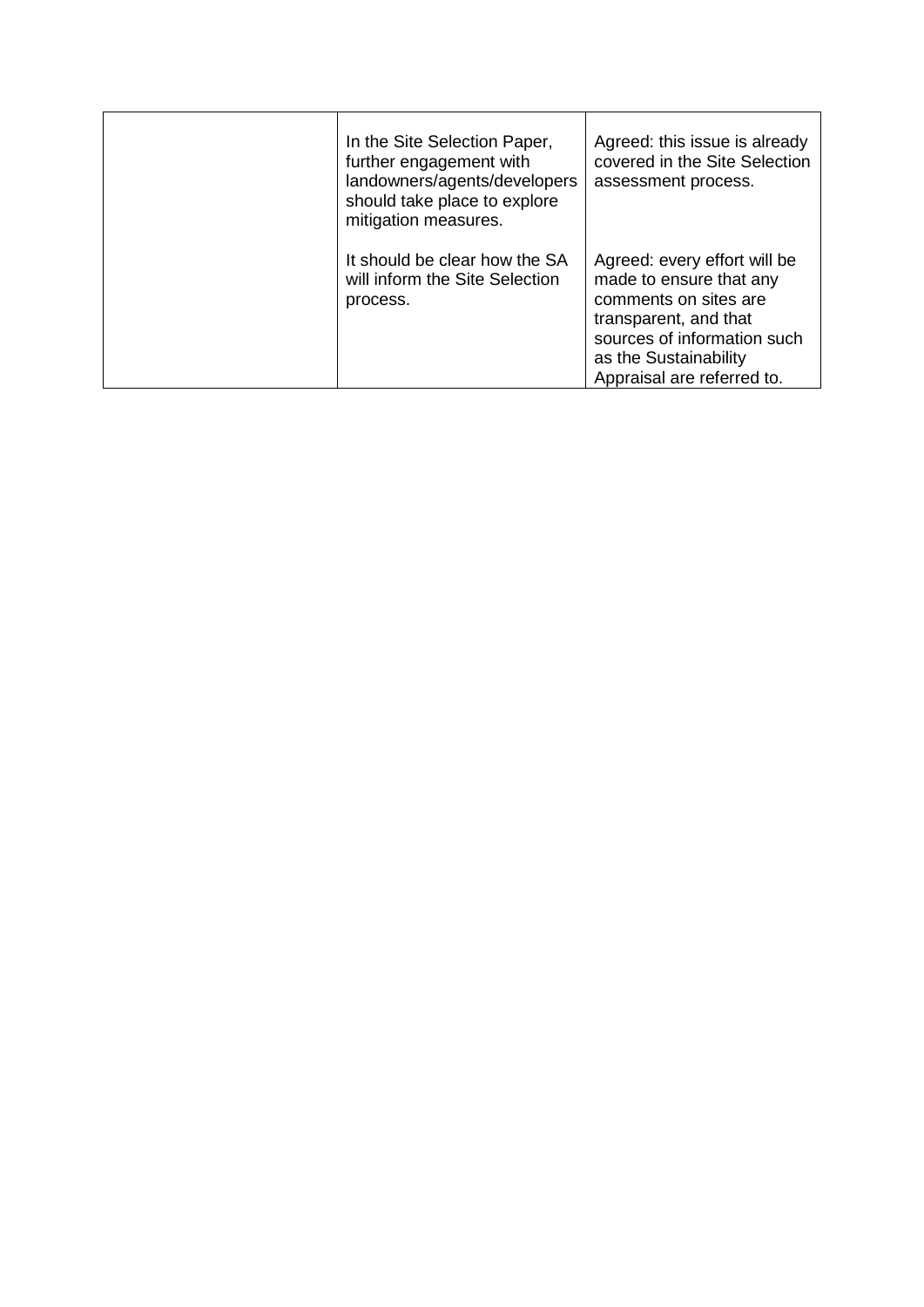| | | |
|---|---|---|
| | In the Site Selection Paper, further engagement with landowners/agents/developers should take place to explore mitigation measures.<br><br>It should be clear how the SA will inform the Site Selection process. | Agreed: this issue is already covered in the Site Selection assessment process.<br><br>Agreed: every effort will be made to ensure that any comments on sites are transparent, and that sources of information such as the Sustainability Appraisal are referred to. |